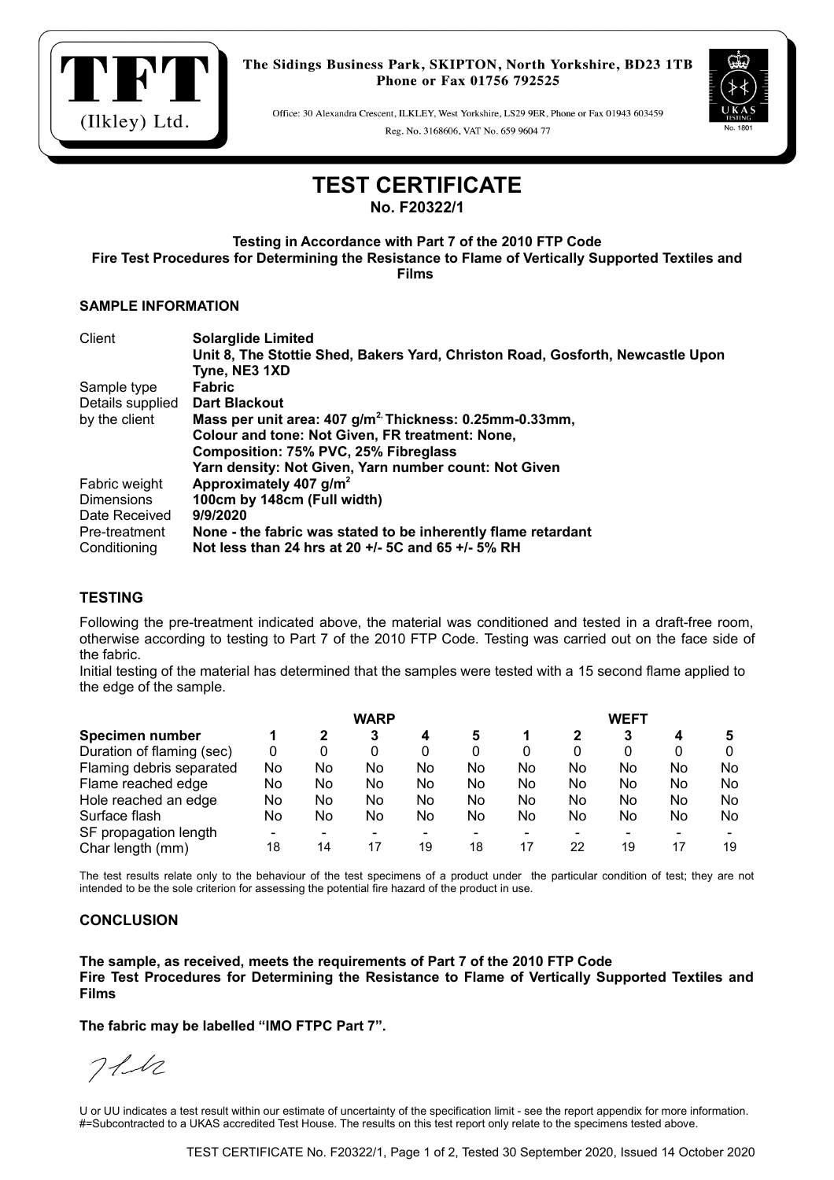TFT (Ilkley) Ltd.

The Sidings Business Park, SKIPTON, North Yorkshire, BD23 1TB
Phone or Fax 01756 792525

Office: 30 Alexandra Crescent, ILKLEY, West Yorkshire, LS29 9ER, Phone or Fax 01943 603459
Reg. No. 3168606, VAT No. 659 9604 77

UKAS TESTING No. 1801

# TEST CERTIFICATE

**No. F20322/1**

**Testing in Accordance with Part 7 of the 2010 FTP Code**
**Fire Test Procedures for Determining the Resistance to Flame of Vertically Supported Textiles and Films**

### SAMPLE INFORMATION

| | |
|---|---|
| Client | **Solarglide Limited** |
| | **Unit 8, The Stottie Shed, Bakers Yard, Christon Road, Gosforth, Newcastle Upon Tyne, NE3 1XD** |
| Sample type | **Fabric** |
| Details supplied by the client | **Dart Blackout** |
| | **Mass per unit area: 407 g/m$^2$, Thickness: 0.25mm-0.33mm,** |
| | **Colour and tone: Not Given, FR treatment: None,** |
| | **Composition: 75% PVC, 25% Fibreglass** |
| | **Yarn density: Not Given, Yarn number count: Not Given** |
| Fabric weight | **Approximately 407 g/m$^2$** |
| Dimensions | **100cm by 148cm (Full width)** |
| Date Received | **9/9/2020** |
| Pre-treatment | **None - the fabric was stated to be inherently flame retardant** |
| Conditioning | **Not less than 24 hrs at 20 +/- 5C and 65 +/- 5% RH** |

### TESTING

Following the pre-treatment indicated above, the material was conditioned and tested in a draft-free room, otherwise according to testing to Part 7 of the 2010 FTP Code. Testing was carried out on the face side of the fabric.

Initial testing of the material has determined that the samples were tested with a 15 second flame applied to the edge of the sample.

| | WARP | | | | | WEFT | | | | |
|---|---|---|---|---|---|---|---|---|---|---|
| **Specimen number** | **1** | **2** | **3** | **4** | **5** | **1** | **2** | **3** | **4** | **5** |
| Duration of flaming (sec) | 0 | 0 | 0 | 0 | 0 | 0 | 0 | 0 | 0 | 0 |
| Flaming debris separated | No | No | No | No | No | No | No | No | No | No |
| Flame reached edge | No | No | No | No | No | No | No | No | No | No |
| Hole reached an edge | No | No | No | No | No | No | No | No | No | No |
| Surface flash | No | No | No | No | No | No | No | No | No | No |
| SF propagation length | - | - | - | - | - | - | - | - | - | - |
| Char length (mm) | 18 | 14 | 17 | 19 | 18 | 17 | 22 | 19 | 17 | 19 |

The test results relate only to the behaviour of the test specimens of a product under the particular condition of test; they are not intended to be the sole criterion for assessing the potential fire hazard of the product in use.

### CONCLUSION

**The sample, as received, meets the requirements of Part 7 of the 2010 FTP Code**
**Fire Test Procedures for Determining the Resistance to Flame of Vertically Supported Textiles and Films**

**The fabric may be labelled "IMO FTPC Part 7".**

U or UU indicates a test result within our estimate of uncertainty of the specification limit - see the report appendix for more information.
#=Subcontracted to a UKAS accredited Test House. The results on this test report only relate to the specimens tested above.

TEST CERTIFICATE No. F20322/1, Page 1 of 2, Tested 30 September 2020, Issued 14 October 2020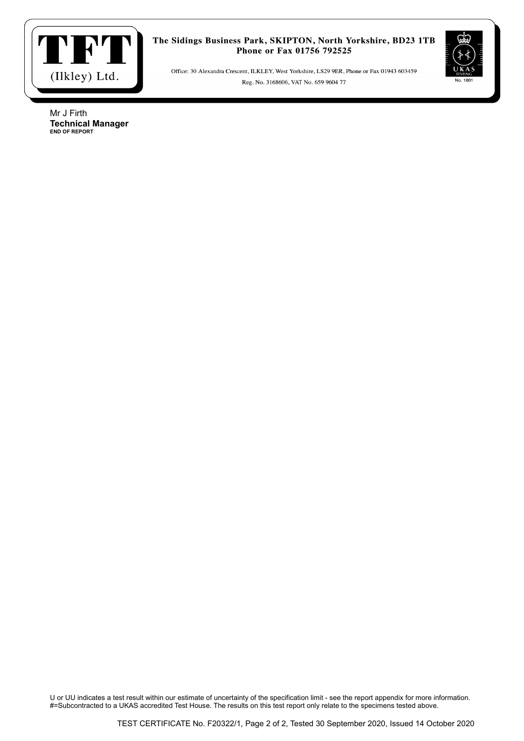Mr J Firth
**Technical Manager**
**END OF REPORT**

U or UU indicates a test result within our estimate of uncertainty of the specification limit - see the report appendix for more information.
#=Subcontracted to a UKAS accredited Test House. The results on this test report only relate to the specimens tested above.

TEST CERTIFICATE No. F20322/1, Page 2 of 2, Tested 30 September 2020, Issued 14 October 2020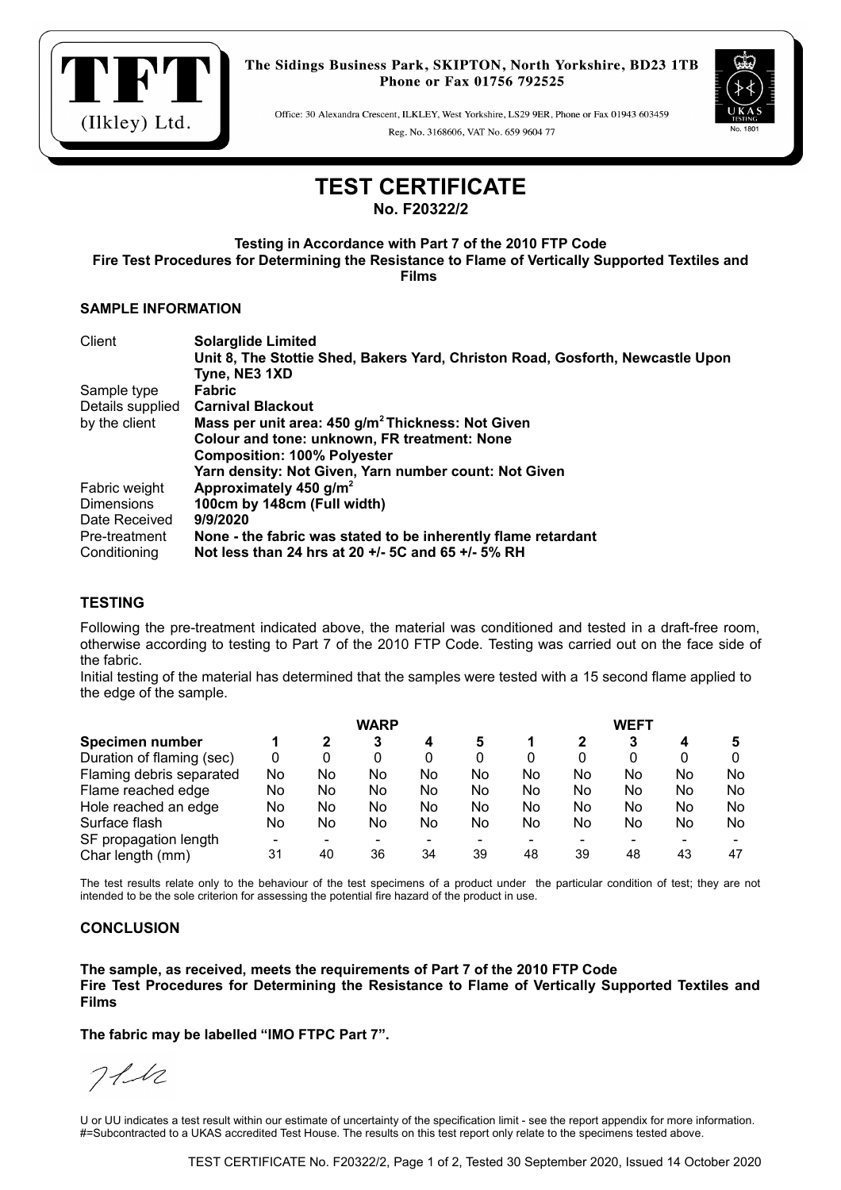TFT (Ilkley) Ltd.

**The Sidings Business Park, SKIPTON, North Yorkshire, BD23 1TB**
**Phone or Fax 01756 792525**

Office: 30 Alexandra Crescent, ILKLEY, West Yorkshire, LS29 9ER, Phone or Fax 01943 603459
Reg. No. 3168606, VAT No. 659 9604 77

UKAS TESTING No. 1801

# TEST CERTIFICATE

**No. F20322/2**

**Testing in Accordance with Part 7 of the 2010 FTP Code**
**Fire Test Procedures for Determining the Resistance to Flame of Vertically Supported Textiles and Films**

### SAMPLE INFORMATION

| | |
|---|---|
| Client | **Solarglide Limited** **Unit 8, The Stottie Shed, Bakers Yard, Christon Road, Gosforth, Newcastle Upon Tyne, NE3 1XD** |
| Sample type | **Fabric** |
| Details supplied by the client | **Carnival Blackout** **Mass per unit area: 450 g/m$^2$ Thickness: Not Given** **Colour and tone: unknown, FR treatment: None** **Composition: 100% Polyester** **Yarn density: Not Given, Yarn number count: Not Given** |
| Fabric weight | **Approximately 450 g/m$^2$** |
| Dimensions | **100cm by 148cm (Full width)** |
| Date Received | **9/9/2020** |
| Pre-treatment | **None - the fabric was stated to be inherently flame retardant** |
| Conditioning | **Not less than 24 hrs at 20 +/- 5C and 65 +/- 5% RH** |

### TESTING

Following the pre-treatment indicated above, the material was conditioned and tested in a draft-free room, otherwise according to testing to Part 7 of the 2010 FTP Code. Testing was carried out on the face side of the fabric.
Initial testing of the material has determined that the samples were tested with a 15 second flame applied to the edge of the sample.

| | WARP | | | | | WEFT | | | | |
|---|---|---|---|---|---|---|---|---|---|---|
| **Specimen number** | **1** | **2** | **3** | **4** | **5** | **1** | **2** | **3** | **4** | **5** |
| Duration of flaming (sec) | 0 | 0 | 0 | 0 | 0 | 0 | 0 | 0 | 0 | 0 |
| Flaming debris separated | No | No | No | No | No | No | No | No | No | No |
| Flame reached edge | No | No | No | No | No | No | No | No | No | No |
| Hole reached an edge | No | No | No | No | No | No | No | No | No | No |
| Surface flash | No | No | No | No | No | No | No | No | No | No |
| SF propagation length | - | - | - | - | - | - | - | - | - | - |
| Char length (mm) | 31 | 40 | 36 | 34 | 39 | 48 | 39 | 48 | 43 | 47 |

The test results relate only to the behaviour of the test specimens of a product under the particular condition of test; they are not intended to be the sole criterion for assessing the potential fire hazard of the product in use.

### CONCLUSION

**The sample, as received, meets the requirements of Part 7 of the 2010 FTP Code**
**Fire Test Procedures for Determining the Resistance to Flame of Vertically Supported Textiles and Films**

**The fabric may be labelled "IMO FTPC Part 7".**

U or UU indicates a test result within our estimate of uncertainty of the specification limit - see the report appendix for more information.
#=Subcontracted to a UKAS accredited Test House. The results on this test report only relate to the specimens tested above.

TEST CERTIFICATE No. F20322/2, Page 1 of 2, Tested 30 September 2020, Issued 14 October 2020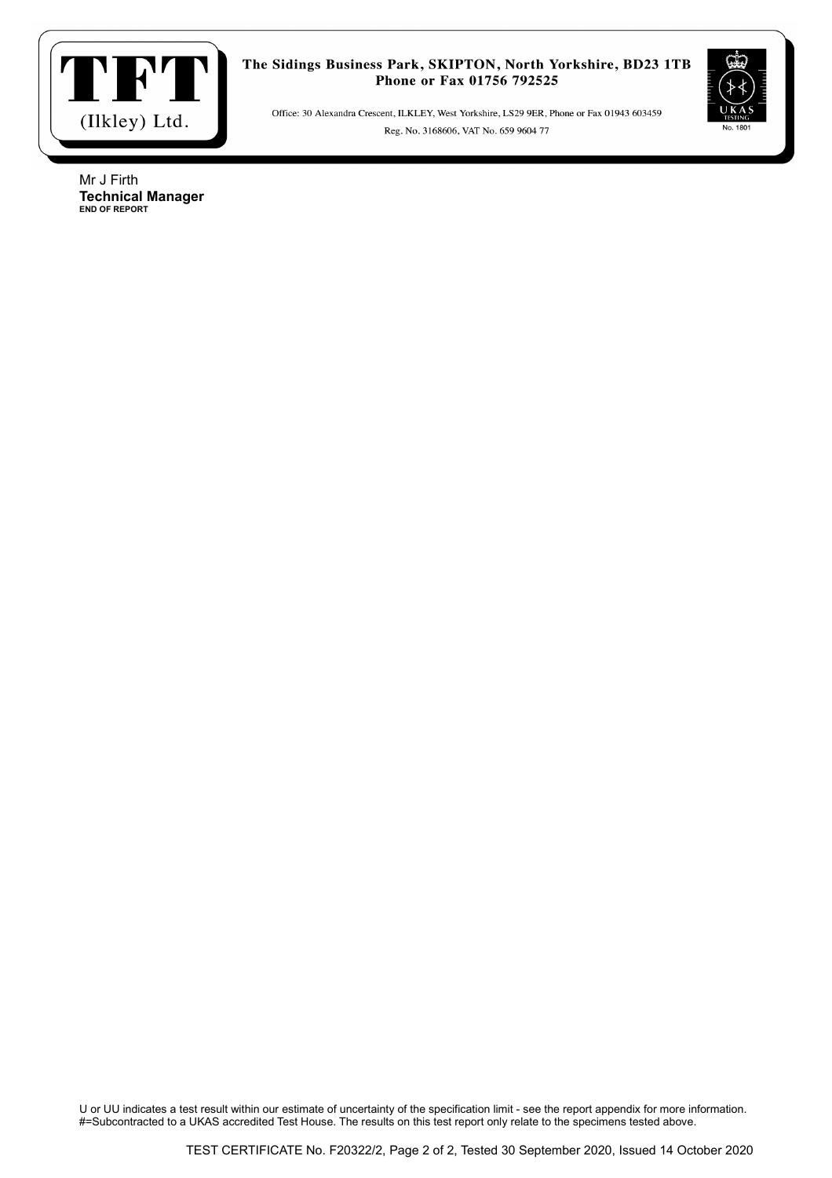Mr J Firth
**Technical Manager**
**END OF REPORT**

U or UU indicates a test result within our estimate of uncertainty of the specification limit - see the report appendix for more information.
#=Subcontracted to a UKAS accredited Test House. The results on this test report only relate to the specimens tested above.